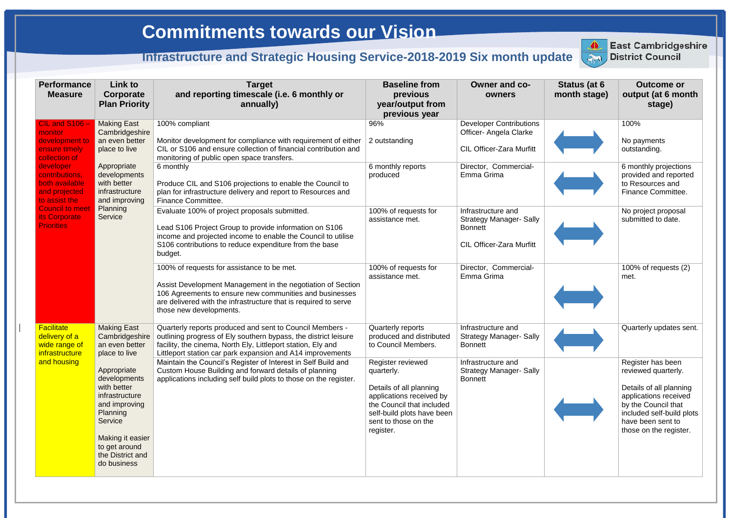# Commitments towards our Vision

## Infrastructure and Strategic Housing Service-2018-2019 Six month update

East Cambridgeshire District Council

| Performance Measure | Link to Corporate Plan Priority | Target and reporting timescale (i.e. 6 monthly or annually) | Baseline from previous year/output from previous year | Owner and co-owners | Status (at 6 month stage) | Outcome or output (at 6 month stage) |
|---|---|---|---|---|---|---|
| CIL and S106 – monitor development to ensure timely collection of developer contributions, both available and projected to assist the Council to meet its Corporate Priorities | Making East Cambridgeshire an even better place to live<br><br>Appropriate developments with better infrastructure and improving Planning Service | 100% compliant<br><br>Monitor development for compliance with requirement of either CIL or S106 and ensure collection of financial contribution and monitoring of public open space transfers. | 96%<br><br>2 outstanding | Developer Contributions Officer- Angela Clarke<br><br>CIL Officer-Zara Murfitt | ⟷ | 100%<br><br>No payments outstanding. |
| | | 6 monthly<br><br>Produce CIL and S106 projections to enable the Council to plan for infrastructure delivery and report to Resources and Finance Committee. | 6 monthly reports produced | Director, Commercial- Emma Grima | ⟷ | 6 monthly projections provided and reported to Resources and Finance Committee. |
| | | Evaluate 100% of project proposals submitted.<br><br>Lead S106 Project Group to provide information on S106 income and projected income to enable the Council to utilise S106 contributions to reduce expenditure from the base budget. | 100% of requests for assistance met. | Infrastructure and Strategy Manager- Sally Bonnett<br><br>CIL Officer-Zara Murfitt | ⟷ | No project proposal submitted to date. |
| | | 100% of requests for assistance to be met.<br><br>Assist Development Management in the negotiation of Section 106 Agreements to ensure new communities and businesses are delivered with the infrastructure that is required to serve those new developments. | 100% of requests for assistance met. | Director, Commercial- Emma Grima | ⟷ | 100% of requests (2) met. |
| Facilitate delivery of a wide range of infrastructure and housing | Making East Cambridgeshire an even better place to live<br><br>Appropriate developments with better infrastructure and improving Planning Service<br><br>Making it easier to get around the District and do business | Quarterly reports produced and sent to Council Members - outlining progress of Ely southern bypass, the district leisure facility, the cinema, North Ely, Littleport station, Ely and Littleport station car park expansion and A14 improvements | Quarterly reports produced and distributed to Council Members. | Infrastructure and Strategy Manager- Sally Bonnett | ⟷ | Quarterly updates sent. |
| | | Maintain the Council's Register of Interest in Self Build and Custom House Building and forward details of planning applications including self build plots to those on the register. | Register reviewed quarterly.<br><br>Details of all planning applications received by the Council that included self-build plots have been sent to those on the register. | Infrastructure and Strategy Manager- Sally Bonnett | ⟷ | Register has been reviewed quarterly.<br><br>Details of all planning applications received by the Council that included self-build plots have been sent to those on the register. |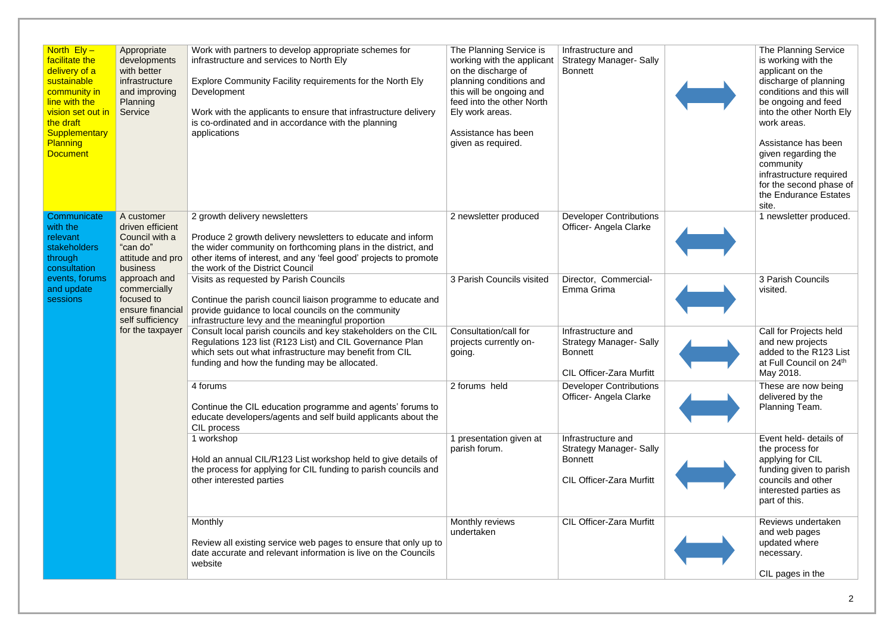| | | | | | | |
|---|---|---|---|---|---|---|
| North Ely – facilitate the delivery of a sustainable community in line with the vision set out in the draft Supplementary Planning Document | Appropriate developments with better infrastructure and improving Planning Service | Work with partners to develop appropriate schemes for infrastructure and services to North Ely<br><br>Explore Community Facility requirements for the North Ely Development<br><br>Work with the applicants to ensure that infrastructure delivery is co-ordinated and in accordance with the planning applications | The Planning Service is working with the applicant on the discharge of planning conditions and this will be ongoing and feed into the other North Ely work areas.<br><br>Assistance has been given as required. | Infrastructure and Strategy Manager- Sally Bonnett | ⟺ | The Planning Service is working with the applicant on the discharge of planning conditions and this will be ongoing and feed into the other North Ely work areas.<br><br>Assistance has been given regarding the community infrastructure required for the second phase of the Endurance Estates site. |
| Communicate with the relevant stakeholders through consultation events, forums and update sessions | A customer driven efficient Council with a "can do" attitude and pro business approach and commercially focused to ensure financial self sufficiency for the taxpayer | 2 growth delivery newsletters<br><br>Produce 2 growth delivery newsletters to educate and inform the wider community on forthcoming plans in the district, and other items of interest, and any 'feel good' projects to promote the work of the District Council | 2 newsletter produced | Developer Contributions Officer- Angela Clarke | ⟺ | 1 newsletter produced. |
| | | Visits as requested by Parish Councils<br><br>Continue the parish council liaison programme to educate and provide guidance to local councils on the community infrastructure levy and the meaningful proportion | 3 Parish Councils visited | Director, Commercial- Emma Grima | ⟺ | 3 Parish Councils visited. |
| | | Consult local parish councils and key stakeholders on the CIL Regulations 123 list (R123 List) and CIL Governance Plan which sets out what infrastructure may benefit from CIL funding and how the funding may be allocated. | Consultation/call for projects currently on-going. | Infrastructure and Strategy Manager- Sally Bonnett<br><br>CIL Officer-Zara Murfitt | ⟺ | Call for Projects held and new projects added to the R123 List at Full Council on 24th May 2018. |
| | | 4 forums<br><br>Continue the CIL education programme and agents' forums to educate developers/agents and self build applicants about the CIL process | 2 forums held | Developer Contributions Officer- Angela Clarke | ⟺ | These are now being delivered by the Planning Team. |
| | | 1 workshop<br><br>Hold an annual CIL/R123 List workshop held to give details of the process for applying for CIL funding to parish councils and other interested parties | 1 presentation given at parish forum. | Infrastructure and Strategy Manager- Sally Bonnett<br><br>CIL Officer-Zara Murfitt | ⟺ | Event held- details of the process for applying for CIL funding given to parish councils and other interested parties as part of this. |
| | | Monthly<br><br>Review all existing service web pages to ensure that only up to date accurate and relevant information is live on the Councils website | Monthly reviews undertaken | CIL Officer-Zara Murfitt | ⟺ | Reviews undertaken and web pages updated where necessary.<br><br>CIL pages in the |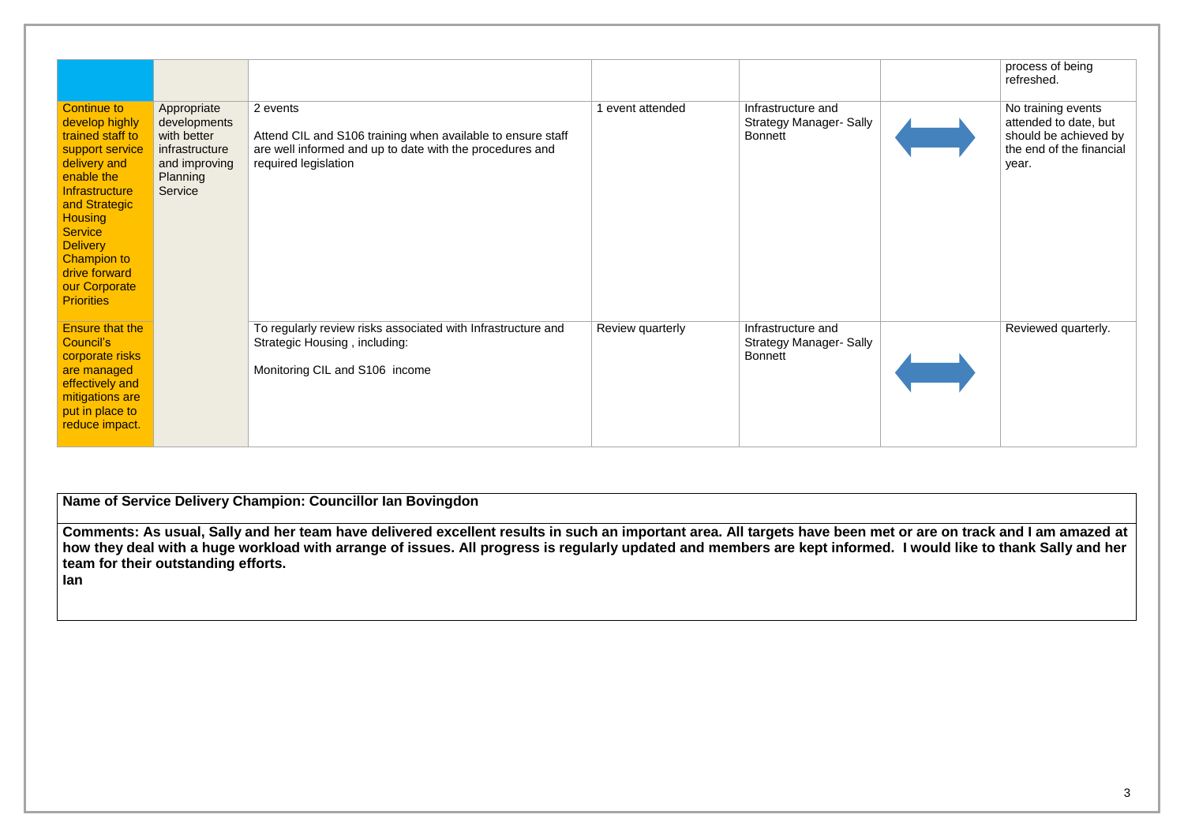| | | | | | | |
|---|---|---|---|---|---|---|
| | | | | | | process of being refreshed. |
| Continue to develop highly trained staff to support service delivery and enable the Infrastructure and Strategic Housing Service Delivery Champion to drive forward our Corporate Priorities | Appropriate developments with better infrastructure and improving Planning Service | 2 events<br><br>Attend CIL and S106 training when available to ensure staff are well informed and up to date with the procedures and required legislation | 1 event attended | Infrastructure and Strategy Manager- Sally Bonnett | ⟷ | No training events attended to date, but should be achieved by the end of the financial year. |
| Ensure that the Council's corporate risks are managed effectively and mitigations are put in place to reduce impact. | | To regularly review risks associated with Infrastructure and Strategic Housing , including:<br><br>Monitoring CIL and S106 income | Review quarterly | Infrastructure and Strategy Manager- Sally Bonnett | ⟷ | Reviewed quarterly. |

**Name of Service Delivery Champion: Councillor Ian Bovingdon**

**Comments: As usual, Sally and her team have delivered excellent results in such an important area. All targets have been met or are on track and I am amazed at how they deal with a huge workload with arrange of issues. All progress is regularly updated and members are kept informed. I would like to thank Sally and her team for their outstanding efforts.**
**Ian**